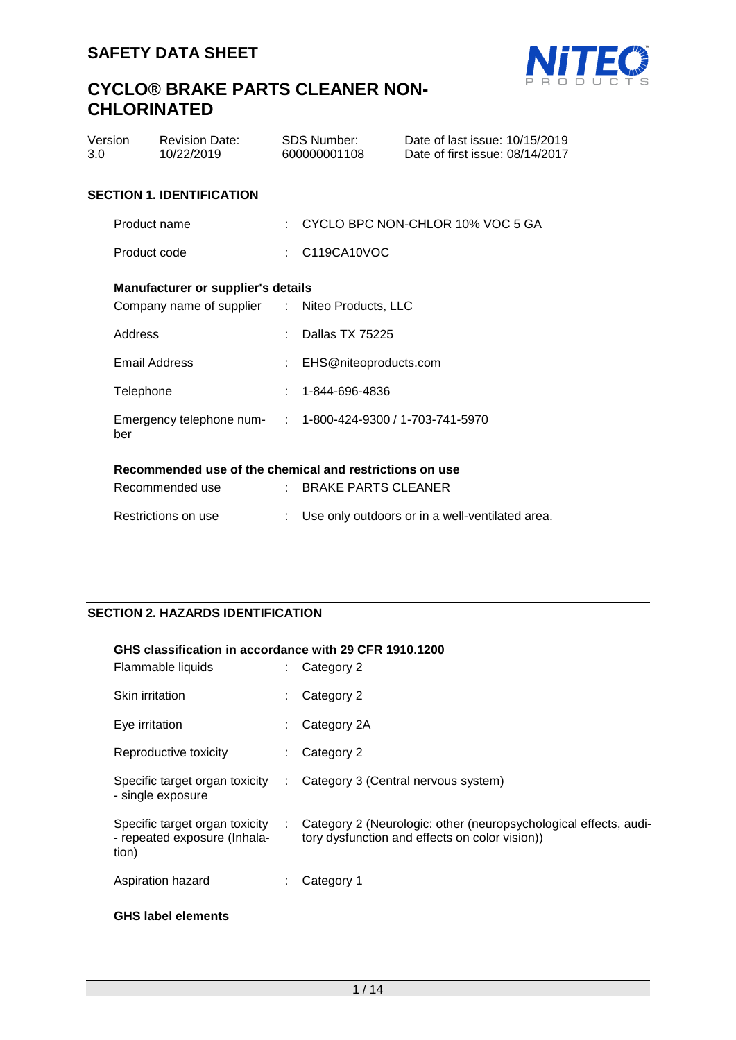# SAFETY DATA SHEET

# CYCLO® BRAKE PARTS CLEANER NON-CHLORINATED

| Version | Revision Date: | SDS Number: | Date of last issue: 10/15/2019 |
|---|---|---|---|
| 3.0 | 10/22/2019 | 600000001108 | Date of first issue: 08/14/2017 |

## SECTION 1. IDENTIFICATION

Product name : CYCLO BPC NON-CHLOR 10% VOC 5 GA

Product code : C119CA10VOC

**Manufacturer or supplier's details**

Company name of supplier : Niteo Products, LLC

Address : Dallas TX 75225

Email Address : EHS@niteoproducts.com

Telephone : 1-844-696-4836

Emergency telephone number : 1-800-424-9300 / 1-703-741-5970

**Recommended use of the chemical and restrictions on use**

Recommended use : BRAKE PARTS CLEANER

Restrictions on use : Use only outdoors or in a well-ventilated area.

## SECTION 2. HAZARDS IDENTIFICATION

**GHS classification in accordance with 29 CFR 1910.1200**

Flammable liquids : Category 2

Skin irritation : Category 2

Eye irritation : Category 2A

Reproductive toxicity : Category 2

Specific target organ toxicity - single exposure : Category 3 (Central nervous system)

Specific target organ toxicity - repeated exposure (Inhalation) : Category 2 (Neurologic: other (neuropsychological effects, auditory dysfunction and effects on color vision))

Aspiration hazard : Category 1

**GHS label elements**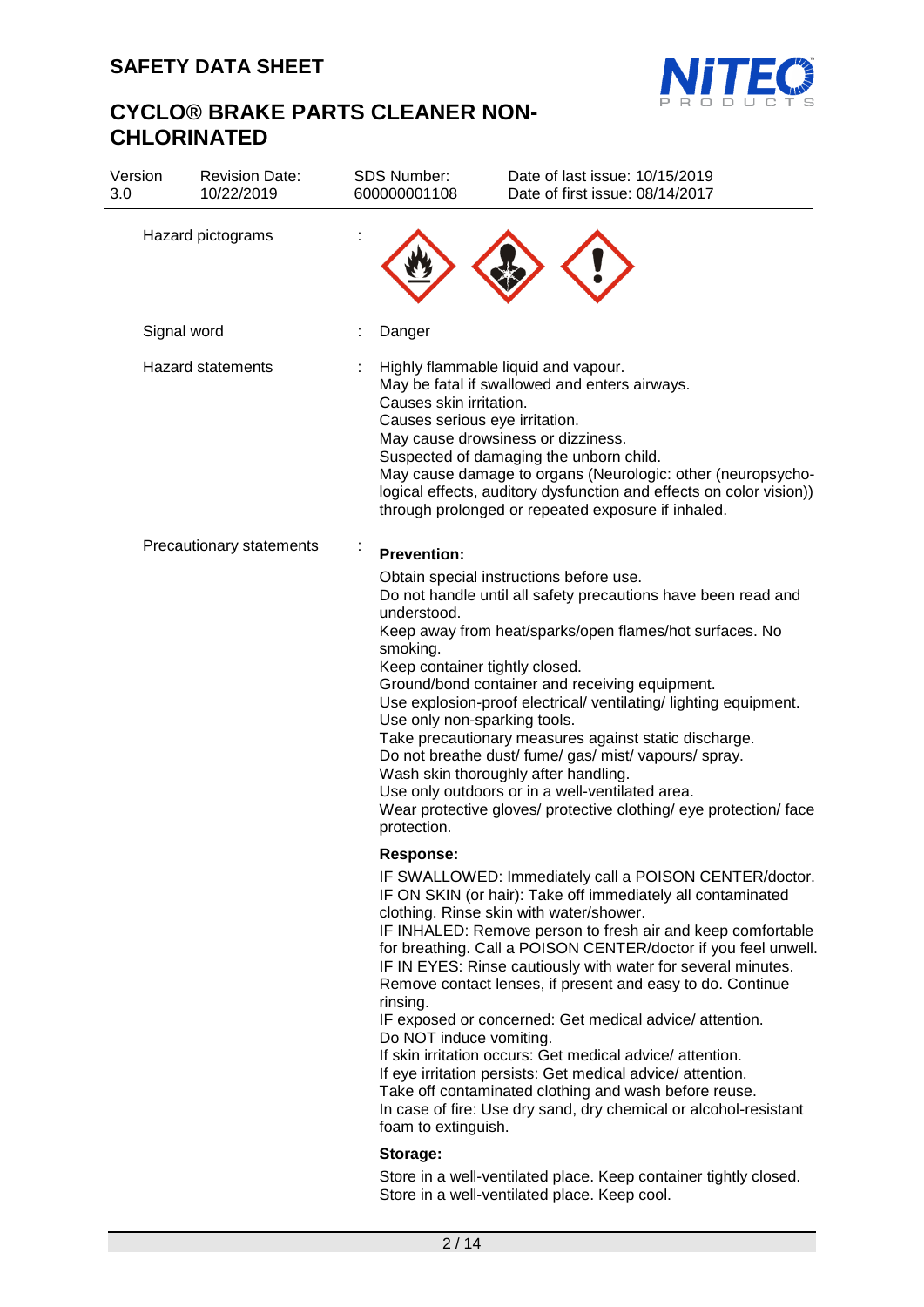Hazard pictograms :

Signal word : Danger

Hazard statements : Highly flammable liquid and vapour.
May be fatal if swallowed and enters airways.
Causes skin irritation.
Causes serious eye irritation.
May cause drowsiness or dizziness.
Suspected of damaging the unborn child.
May cause damage to organs (Neurologic: other (neuropsycho-logical effects, auditory dysfunction and effects on color vision)) through prolonged or repeated exposure if inhaled.

Precautionary statements :

**Prevention:**

Obtain special instructions before use.
Do not handle until all safety precautions have been read and understood.
Keep away from heat/sparks/open flames/hot surfaces. No smoking.
Keep container tightly closed.
Ground/bond container and receiving equipment.
Use explosion-proof electrical/ ventilating/ lighting equipment.
Use only non-sparking tools.
Take precautionary measures against static discharge.
Do not breathe dust/ fume/ gas/ mist/ vapours/ spray.
Wash skin thoroughly after handling.
Use only outdoors or in a well-ventilated area.
Wear protective gloves/ protective clothing/ eye protection/ face protection.

**Response:**

IF SWALLOWED: Immediately call a POISON CENTER/doctor.
IF ON SKIN (or hair): Take off immediately all contaminated clothing. Rinse skin with water/shower.
IF INHALED: Remove person to fresh air and keep comfortable for breathing. Call a POISON CENTER/doctor if you feel unwell.
IF IN EYES: Rinse cautiously with water for several minutes. Remove contact lenses, if present and easy to do. Continue rinsing.
IF exposed or concerned: Get medical advice/ attention.
Do NOT induce vomiting.
If skin irritation occurs: Get medical advice/ attention.
If eye irritation persists: Get medical advice/ attention.
Take off contaminated clothing and wash before reuse.
In case of fire: Use dry sand, dry chemical or alcohol-resistant foam to extinguish.

**Storage:**

Store in a well-ventilated place. Keep container tightly closed.
Store in a well-ventilated place. Keep cool.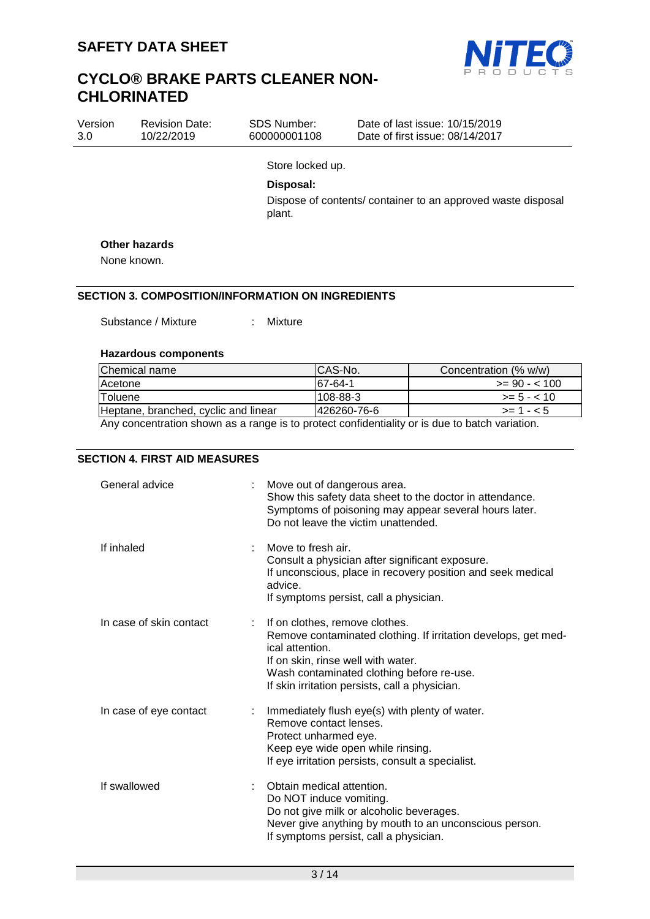Store locked up.

**Disposal:**

Dispose of contents/ container to an approved waste disposal plant.

**Other hazards**

None known.

## SECTION 3. COMPOSITION/INFORMATION ON INGREDIENTS

Substance / Mixture : Mixture

**Hazardous components**

| Chemical name | CAS-No. | Concentration (% w/w) |
|---|---|---|
| Acetone | 67-64-1 | >= 90 - < 100 |
| Toluene | 108-88-3 | >= 5 - < 10 |
| Heptane, branched, cyclic and linear | 426260-76-6 | >= 1 - < 5 |

Any concentration shown as a range is to protect confidentiality or is due to batch variation.

## SECTION 4. FIRST AID MEASURES

General advice : Move out of dangerous area.
Show this safety data sheet to the doctor in attendance.
Symptoms of poisoning may appear several hours later.
Do not leave the victim unattended.

If inhaled : Move to fresh air.
Consult a physician after significant exposure.
If unconscious, place in recovery position and seek medical advice.
If symptoms persist, call a physician.

In case of skin contact : If on clothes, remove clothes.
Remove contaminated clothing. If irritation develops, get medical attention.
If on skin, rinse well with water.
Wash contaminated clothing before re-use.
If skin irritation persists, call a physician.

In case of eye contact : Immediately flush eye(s) with plenty of water.
Remove contact lenses.
Protect unharmed eye.
Keep eye wide open while rinsing.
If eye irritation persists, consult a specialist.

If swallowed : Obtain medical attention.
Do NOT induce vomiting.
Do not give milk or alcoholic beverages.
Never give anything by mouth to an unconscious person.
If symptoms persist, call a physician.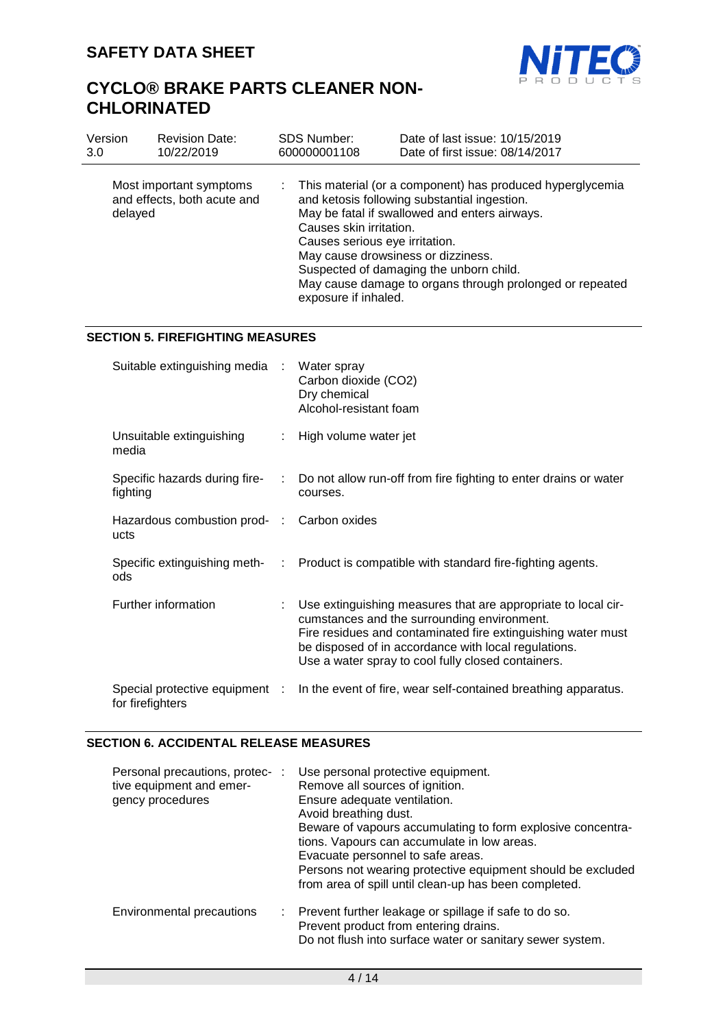| | | |
|---|---|---|
| Most important symptoms and effects, both acute and delayed | : | This material (or a component) has produced hyperglycemia and ketosis following substantial ingestion.<br>May be fatal if swallowed and enters airways.<br>Causes skin irritation.<br>Causes serious eye irritation.<br>May cause drowsiness or dizziness.<br>Suspected of damaging the unborn child.<br>May cause damage to organs through prolonged or repeated exposure if inhaled. |

## SECTION 5. FIREFIGHTING MEASURES

| | | |
|---|---|---|
| Suitable extinguishing media | : | Water spray<br>Carbon dioxide ($CO_2$)<br>Dry chemical<br>Alcohol-resistant foam |
| Unsuitable extinguishing media | : | High volume water jet |
| Specific hazards during fire-fighting | : | Do not allow run-off from fire fighting to enter drains or water courses. |
| Hazardous combustion products | : | Carbon oxides |
| Specific extinguishing methods | : | Product is compatible with standard fire-fighting agents. |
| Further information | : | Use extinguishing measures that are appropriate to local circumstances and the surrounding environment.<br>Fire residues and contaminated fire extinguishing water must be disposed of in accordance with local regulations.<br>Use a water spray to cool fully closed containers. |
| Special protective equipment for firefighters | : | In the event of fire, wear self-contained breathing apparatus. |

## SECTION 6. ACCIDENTAL RELEASE MEASURES

| | | |
|---|---|---|
| Personal precautions, protective equipment and emergency procedures | : | Use personal protective equipment.<br>Remove all sources of ignition.<br>Ensure adequate ventilation.<br>Avoid breathing dust.<br>Beware of vapours accumulating to form explosive concentrations. Vapours can accumulate in low areas.<br>Evacuate personnel to safe areas.<br>Persons not wearing protective equipment should be excluded from area of spill until clean-up has been completed. |
| Environmental precautions | : | Prevent further leakage or spillage if safe to do so.<br>Prevent product from entering drains.<br>Do not flush into surface water or sanitary sewer system. |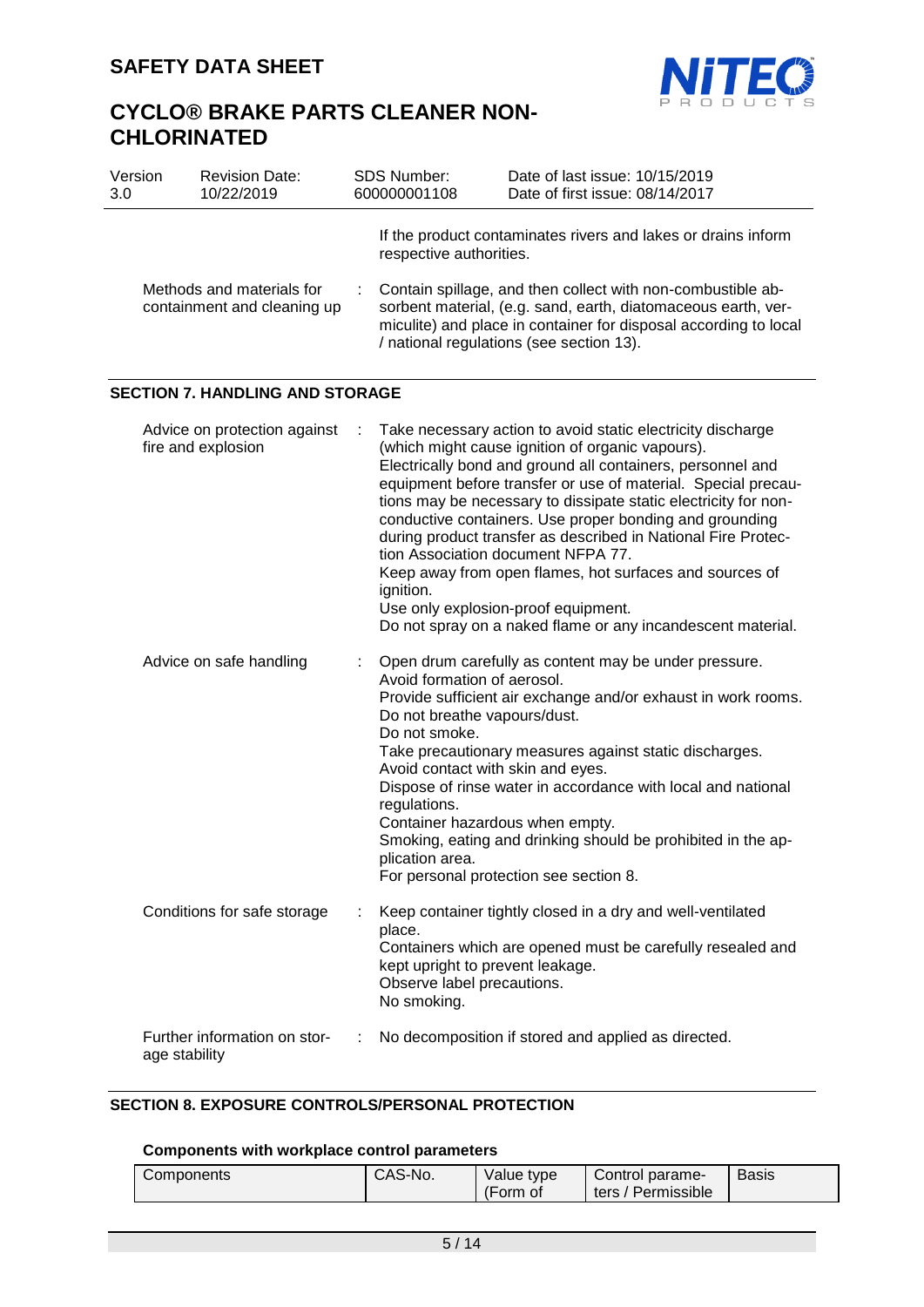If the product contaminates rivers and lakes or drains inform respective authorities.

| | | |
|---|---|---|
| Methods and materials for containment and cleaning up | : | Contain spillage, and then collect with non-combustible absorbent material, (e.g. sand, earth, diatomaceous earth, vermiculite) and place in container for disposal according to local / national regulations (see section 13). |

## SECTION 7. HANDLING AND STORAGE

| | | |
|---|---|---|
| Advice on protection against fire and explosion | : | Take necessary action to avoid static electricity discharge (which might cause ignition of organic vapours).<br>Electrically bond and ground all containers, personnel and equipment before transfer or use of material. Special precautions may be necessary to dissipate static electricity for non-conductive containers. Use proper bonding and grounding during product transfer as described in National Fire Protection Association document NFPA 77.<br>Keep away from open flames, hot surfaces and sources of ignition.<br>Use only explosion-proof equipment.<br>Do not spray on a naked flame or any incandescent material. |
| Advice on safe handling | : | Open drum carefully as content may be under pressure.<br>Avoid formation of aerosol.<br>Provide sufficient air exchange and/or exhaust in work rooms.<br>Do not breathe vapours/dust.<br>Do not smoke.<br>Take precautionary measures against static discharges.<br>Avoid contact with skin and eyes.<br>Dispose of rinse water in accordance with local and national regulations.<br>Container hazardous when empty.<br>Smoking, eating and drinking should be prohibited in the application area.<br>For personal protection see section 8. |
| Conditions for safe storage | : | Keep container tightly closed in a dry and well-ventilated place.<br>Containers which are opened must be carefully resealed and kept upright to prevent leakage.<br>Observe label precautions.<br>No smoking. |
| Further information on storage stability | : | No decomposition if stored and applied as directed. |

## SECTION 8. EXPOSURE CONTROLS/PERSONAL PROTECTION

### Components with workplace control parameters

| Components | CAS-No. | Value type (Form of | Control parameters / Permissible | Basis |
|---|---|---|---|---|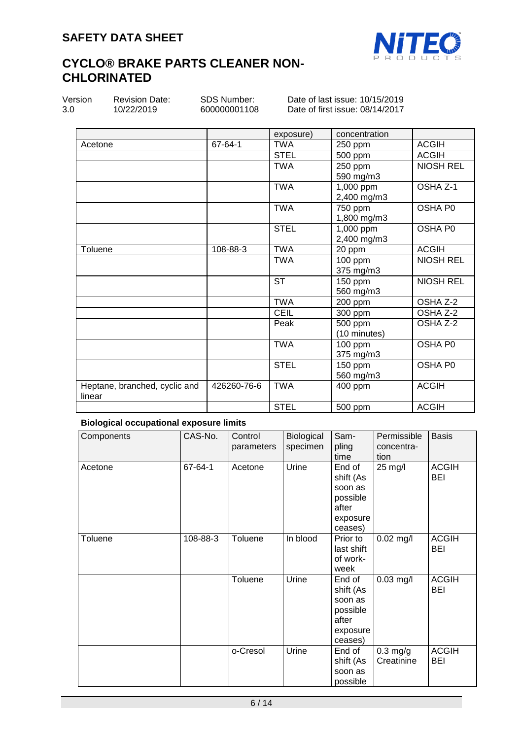| | | exposure) | concentration | |
|---|---|---|---|---|
| Acetone | 67-64-1 | TWA | 250 ppm | ACGIH |
| | | STEL | 500 ppm | ACGIH |
| | | TWA | 250 ppm 590 mg/m3 | NIOSH REL |
| | | TWA | 1,000 ppm 2,400 mg/m3 | OSHA Z-1 |
| | | TWA | 750 ppm 1,800 mg/m3 | OSHA P0 |
| | | STEL | 1,000 ppm 2,400 mg/m3 | OSHA P0 |
| Toluene | 108-88-3 | TWA | 20 ppm | ACGIH |
| | | TWA | 100 ppm 375 mg/m3 | NIOSH REL |
| | | ST | 150 ppm 560 mg/m3 | NIOSH REL |
| | | TWA | 200 ppm | OSHA Z-2 |
| | | CEIL | 300 ppm | OSHA Z-2 |
| | | Peak | 500 ppm (10 minutes) | OSHA Z-2 |
| | | TWA | 100 ppm 375 mg/m3 | OSHA P0 |
| | | STEL | 150 ppm 560 mg/m3 | OSHA P0 |
| Heptane, branched, cyclic and linear | 426260-76-6 | TWA | 400 ppm | ACGIH |
| | | STEL | 500 ppm | ACGIH |

**Biological occupational exposure limits**

| Components | CAS-No. | Control parameters | Biological specimen | Sampling time | Permissible concentration | Basis |
|---|---|---|---|---|---|---|
| Acetone | 67-64-1 | Acetone | Urine | End of shift (As soon as possible after exposure ceases) | 25 mg/l | ACGIH BEI |
| Toluene | 108-88-3 | Toluene | In blood | Prior to last shift of work-week | 0.02 mg/l | ACGIH BEI |
| | | Toluene | Urine | End of shift (As soon as possible after exposure ceases) | 0.03 mg/l | ACGIH BEI |
| | | o-Cresol | Urine | End of shift (As soon as possible | 0.3 mg/g Creatinine | ACGIH BEI |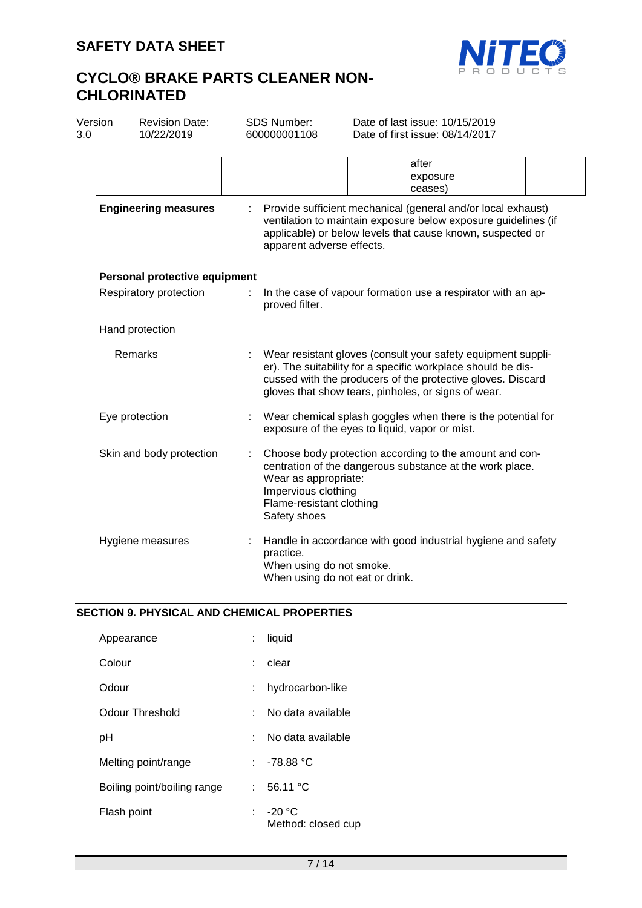| | | | | after exposure ceases) | | |
|---|---|---|---|---|---|---|

**Engineering measures** : Provide sufficient mechanical (general and/or local exhaust) ventilation to maintain exposure below exposure guidelines (if applicable) or below levels that cause known, suspected or apparent adverse effects.

**Personal protective equipment**

Respiratory protection : In the case of vapour formation use a respirator with an approved filter.

Hand protection

Remarks : Wear resistant gloves (consult your safety equipment supplier). The suitability for a specific workplace should be discussed with the producers of the protective gloves. Discard gloves that show tears, pinholes, or signs of wear.

Eye protection : Wear chemical splash goggles when there is the potential for exposure of the eyes to liquid, vapor or mist.

Skin and body protection : Choose body protection according to the amount and concentration of the dangerous substance at the work place.
Wear as appropriate:
Impervious clothing
Flame-resistant clothing
Safety shoes

Hygiene measures : Handle in accordance with good industrial hygiene and safety practice.
When using do not smoke.
When using do not eat or drink.

## SECTION 9. PHYSICAL AND CHEMICAL PROPERTIES

| | | |
|---|---|---|
| Appearance | : | liquid |
| Colour | : | clear |
| Odour | : | hydrocarbon-like |
| Odour Threshold | : | No data available |
| pH | : | No data available |
| Melting point/range | : | -78.88 °C |
| Boiling point/boiling range | : | 56.11 °C |
| Flash point | : | -20 °C<br>Method: closed cup |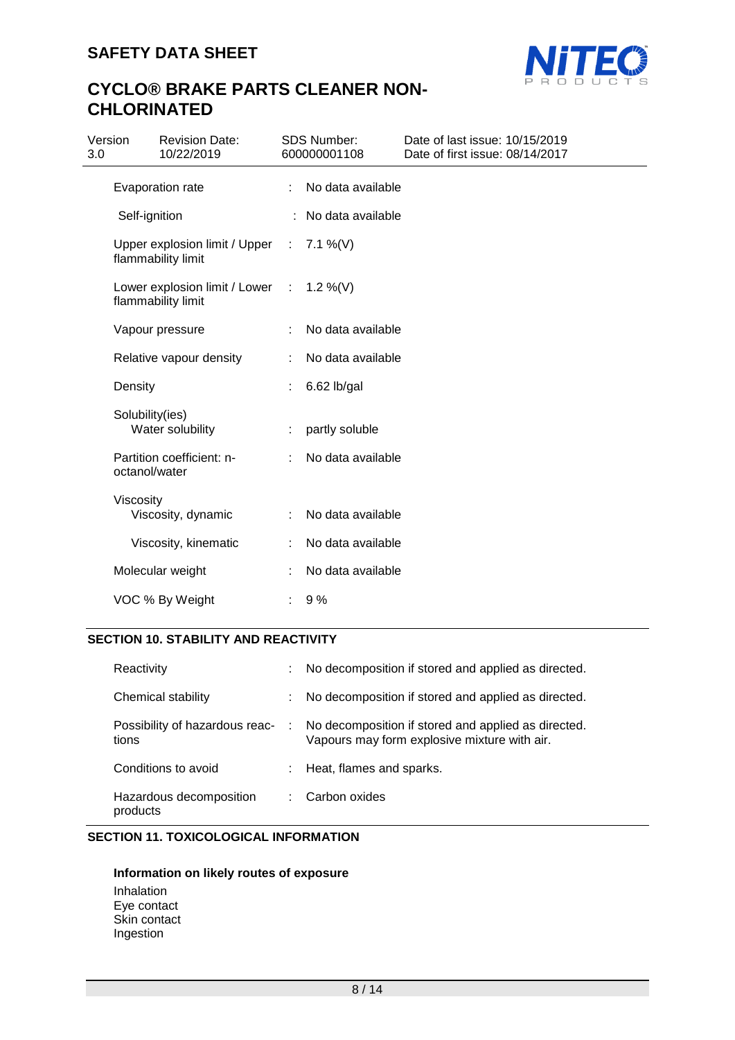| Property | | Value |
|---|---|---|
| Evaporation rate | : | No data available |
| Self-ignition | : | No data available |
| Upper explosion limit / Upper flammability limit | : | 7.1 %(V) |
| Lower explosion limit / Lower flammability limit | : | 1.2 %(V) |
| Vapour pressure | : | No data available |
| Relative vapour density | : | No data available |
| Density | : | 6.62 lb/gal |
| Solubility(ies) — Water solubility | : | partly soluble |
| Partition coefficient: n-octanol/water | : | No data available |
| Viscosity — Viscosity, dynamic | : | No data available |
| Viscosity, kinematic | : | No data available |
| Molecular weight | : | No data available |
| VOC % By Weight | : | 9 % |

## SECTION 10. STABILITY AND REACTIVITY

| Property | | Value |
|---|---|---|
| Reactivity | : | No decomposition if stored and applied as directed. |
| Chemical stability | : | No decomposition if stored and applied as directed. |
| Possibility of hazardous reactions | : | No decomposition if stored and applied as directed. Vapours may form explosive mixture with air. |
| Conditions to avoid | : | Heat, flames and sparks. |
| Hazardous decomposition products | : | Carbon oxides |

## SECTION 11. TOXICOLOGICAL INFORMATION

**Information on likely routes of exposure**

Inhalation
Eye contact
Skin contact
Ingestion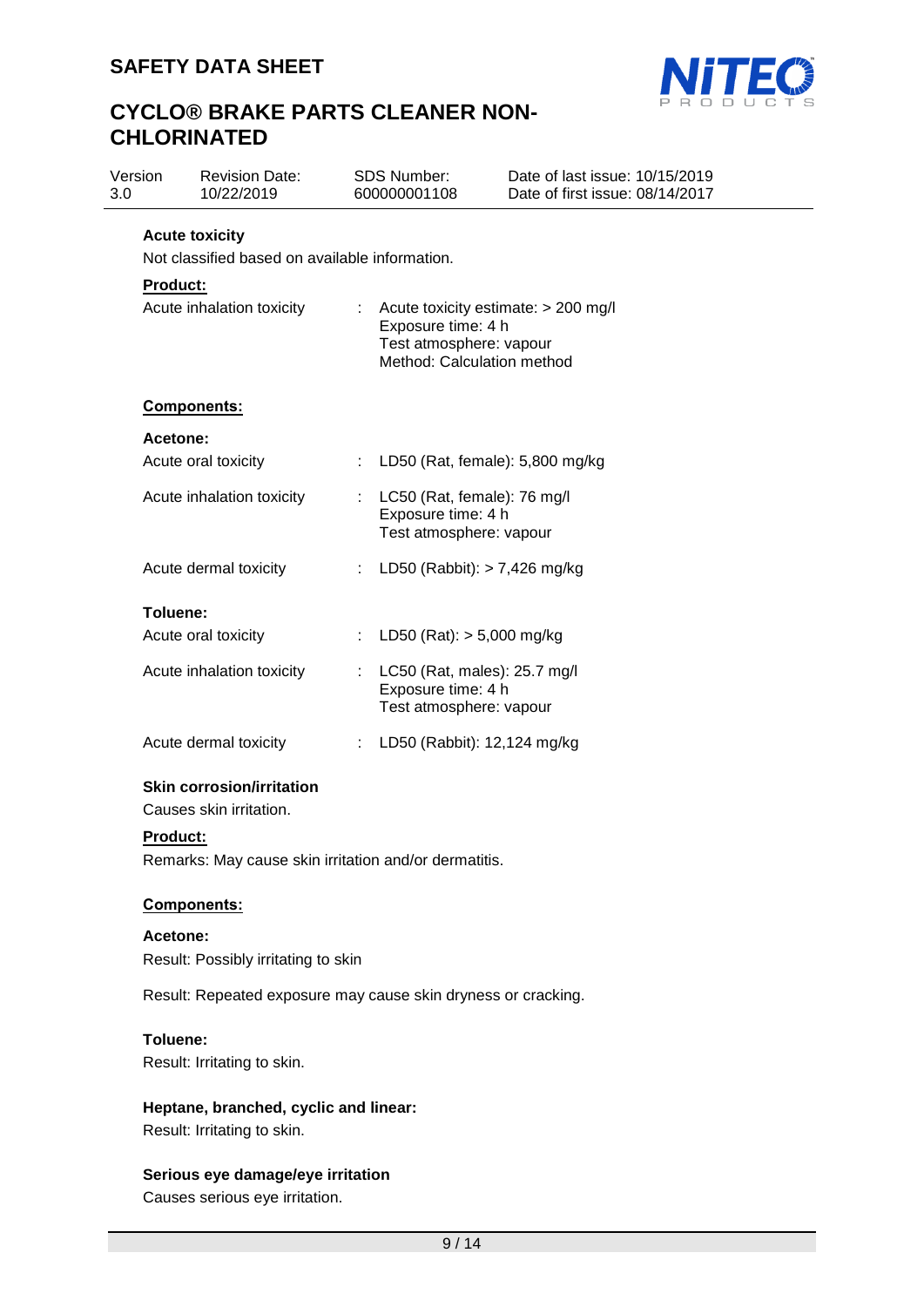### Acute toxicity

Not classified based on available information.

**Product:**

| | |
|---|---|
| Acute inhalation toxicity | : Acute toxicity estimate: > 200 mg/l<br>Exposure time: 4 h<br>Test atmosphere: vapour<br>Method: Calculation method |

**Components:**

**Acetone:**

| | |
|---|---|
| Acute oral toxicity | : LD50 (Rat, female): 5,800 mg/kg |
| Acute inhalation toxicity | : LC50 (Rat, female): 76 mg/l<br>Exposure time: 4 h<br>Test atmosphere: vapour |
| Acute dermal toxicity | : LD50 (Rabbit): > 7,426 mg/kg |

**Toluene:**

| | |
|---|---|
| Acute oral toxicity | : LD50 (Rat): > 5,000 mg/kg |
| Acute inhalation toxicity | : LC50 (Rat, males): 25.7 mg/l<br>Exposure time: 4 h<br>Test atmosphere: vapour |
| Acute dermal toxicity | : LD50 (Rabbit): 12,124 mg/kg |

### Skin corrosion/irritation

Causes skin irritation.

**Product:**

Remarks: May cause skin irritation and/or dermatitis.

**Components:**

**Acetone:**

Result: Possibly irritating to skin

Result: Repeated exposure may cause skin dryness or cracking.

**Toluene:**

Result: Irritating to skin.

**Heptane, branched, cyclic and linear:**

Result: Irritating to skin.

### Serious eye damage/eye irritation

Causes serious eye irritation.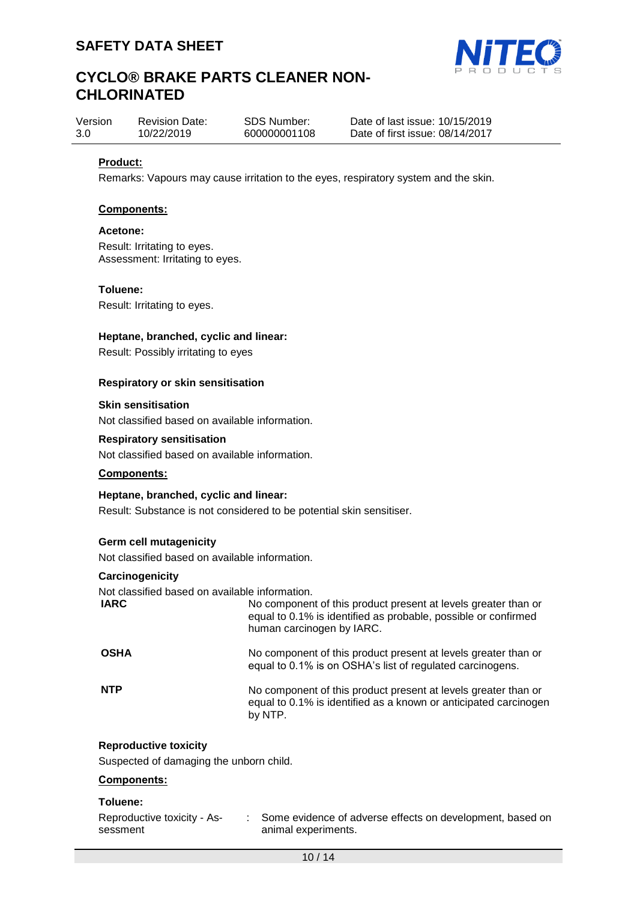**Product:**

Remarks: Vapours may cause irritation to the eyes, respiratory system and the skin.

**Components:**

**Acetone:**

Result: Irritating to eyes.
Assessment: Irritating to eyes.

**Toluene:**

Result: Irritating to eyes.

**Heptane, branched, cyclic and linear:**

Result: Possibly irritating to eyes

### Respiratory or skin sensitisation

**Skin sensitisation**

Not classified based on available information.

**Respiratory sensitisation**

Not classified based on available information.

**Components:**

**Heptane, branched, cyclic and linear:**

Result: Substance is not considered to be potential skin sensitiser.

### Germ cell mutagenicity

Not classified based on available information.

### Carcinogenicity

Not classified based on available information.

| | |
|---|---|
| **IARC** | No component of this product present at levels greater than or equal to 0.1% is identified as probable, possible or confirmed human carcinogen by IARC. |
| **OSHA** | No component of this product present at levels greater than or equal to 0.1% is on OSHA's list of regulated carcinogens. |
| **NTP** | No component of this product present at levels greater than or equal to 0.1% is identified as a known or anticipated carcinogen by NTP. |

### Reproductive toxicity

Suspected of damaging the unborn child.

**Components:**

**Toluene:**

Reproductive toxicity - Assessment : Some evidence of adverse effects on development, based on animal experiments.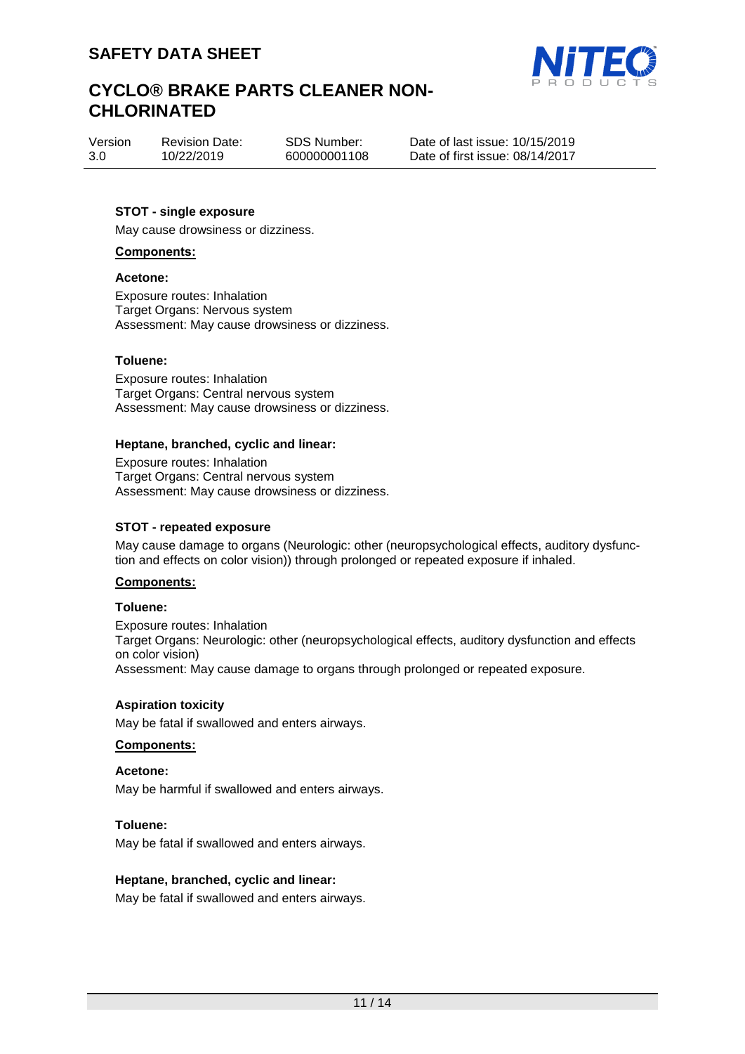**STOT - single exposure**

May cause drowsiness or dizziness.

**Components:**

**Acetone:**

Exposure routes: Inhalation
Target Organs: Nervous system
Assessment: May cause drowsiness or dizziness.

**Toluene:**

Exposure routes: Inhalation
Target Organs: Central nervous system
Assessment: May cause drowsiness or dizziness.

**Heptane, branched, cyclic and linear:**

Exposure routes: Inhalation
Target Organs: Central nervous system
Assessment: May cause drowsiness or dizziness.

**STOT - repeated exposure**

May cause damage to organs (Neurologic: other (neuropsychological effects, auditory dysfunction and effects on color vision)) through prolonged or repeated exposure if inhaled.

**Components:**

**Toluene:**

Exposure routes: Inhalation
Target Organs: Neurologic: other (neuropsychological effects, auditory dysfunction and effects on color vision)
Assessment: May cause damage to organs through prolonged or repeated exposure.

**Aspiration toxicity**

May be fatal if swallowed and enters airways.

**Components:**

**Acetone:**

May be harmful if swallowed and enters airways.

**Toluene:**

May be fatal if swallowed and enters airways.

**Heptane, branched, cyclic and linear:**

May be fatal if swallowed and enters airways.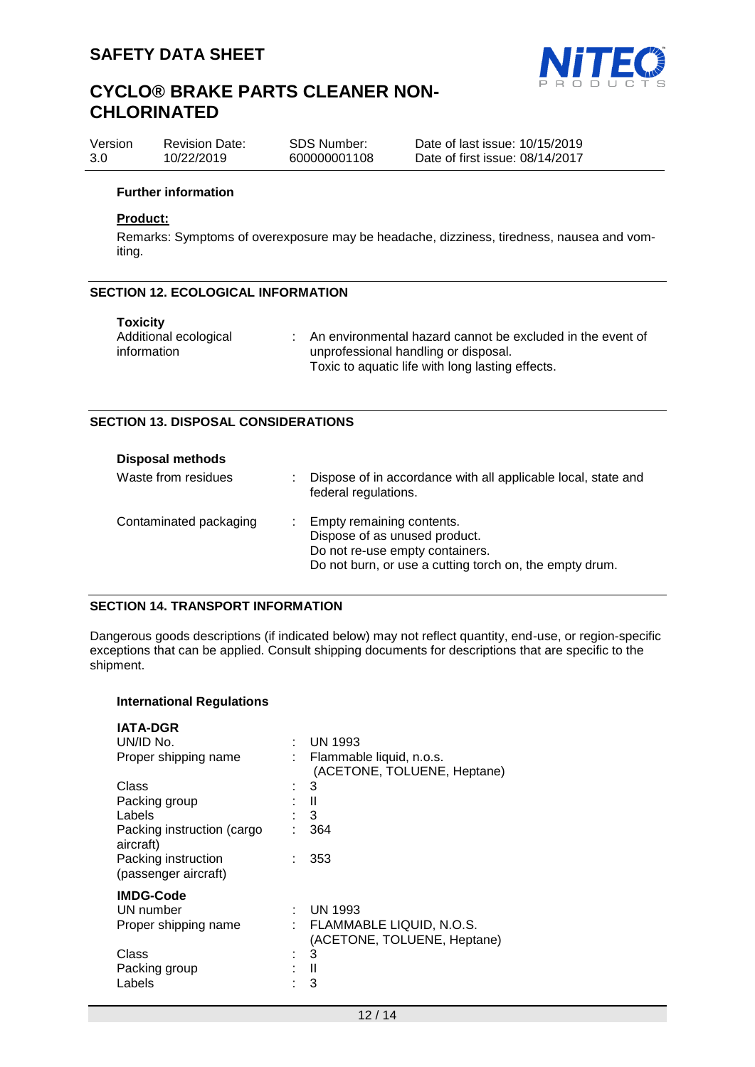**Further information**

**Product:**

Remarks: Symptoms of overexposure may be headache, dizziness, tiredness, nausea and vomiting.

## SECTION 12. ECOLOGICAL INFORMATION

**Toxicity**

| | |
|---|---|
| Additional ecological information | : An environmental hazard cannot be excluded in the event of unprofessional handling or disposal. Toxic to aquatic life with long lasting effects. |

## SECTION 13. DISPOSAL CONSIDERATIONS

**Disposal methods**

| | |
|---|---|
| Waste from residues | : Dispose of in accordance with all applicable local, state and federal regulations. |
| Contaminated packaging | : Empty remaining contents. Dispose of as unused product. Do not re-use empty containers. Do not burn, or use a cutting torch on, the empty drum. |

## SECTION 14. TRANSPORT INFORMATION

Dangerous goods descriptions (if indicated below) may not reflect quantity, end-use, or region-specific exceptions that can be applied. Consult shipping documents for descriptions that are specific to the shipment.

**International Regulations**

**IATA-DGR**

| | |
|---|---|
| UN/ID No. | : UN 1993 |
| Proper shipping name | : Flammable liquid, n.o.s. (ACETONE, TOLUENE, Heptane) |
| Class | : 3 |
| Packing group | : II |
| Labels | : 3 |
| Packing instruction (cargo aircraft) | : 364 |
| Packing instruction (passenger aircraft) | : 353 |

**IMDG-Code**

| | |
|---|---|
| UN number | : UN 1993 |
| Proper shipping name | : FLAMMABLE LIQUID, N.O.S. (ACETONE, TOLUENE, Heptane) |
| Class | : 3 |
| Packing group | : II |
| Labels | : 3 |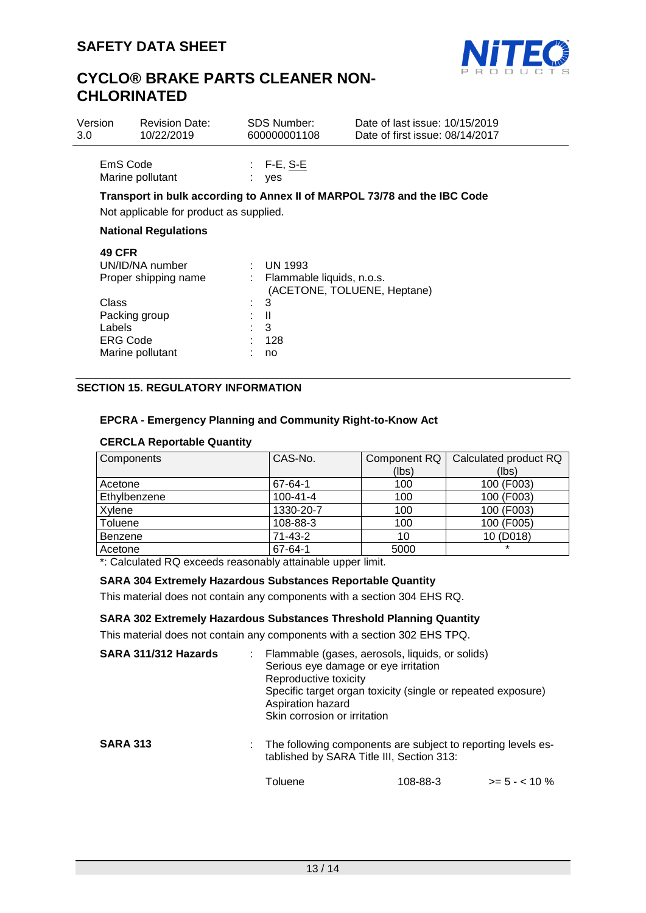| | | |
|---|---|---|
| EmS Code | : | F-E, S-E |
| Marine pollutant | : | yes |

**Transport in bulk according to Annex II of MARPOL 73/78 and the IBC Code**

Not applicable for product as supplied.

**National Regulations**

**49 CFR**

| | | |
|---|---|---|
| UN/ID/NA number | : | UN 1993 |
| Proper shipping name | : | Flammable liquids, n.o.s. (ACETONE, TOLUENE, Heptane) |
| Class | : | 3 |
| Packing group | : | II |
| Labels | : | 3 |
| ERG Code | : | 128 |
| Marine pollutant | : | no |

## SECTION 15. REGULATORY INFORMATION

**EPCRA - Emergency Planning and Community Right-to-Know Act**

**CERCLA Reportable Quantity**

| Components | CAS-No. | Component RQ (lbs) | Calculated product RQ (lbs) |
|---|---|---|---|
| Acetone | 67-64-1 | 100 | 100 (F003) |
| Ethylbenzene | 100-41-4 | 100 | 100 (F003) |
| Xylene | 1330-20-7 | 100 | 100 (F003) |
| Toluene | 108-88-3 | 100 | 100 (F005) |
| Benzene | 71-43-2 | 10 | 10 (D018) |
| Acetone | 67-64-1 | 5000 | * |

*: Calculated RQ exceeds reasonably attainable upper limit.

**SARA 304 Extremely Hazardous Substances Reportable Quantity**

This material does not contain any components with a section 304 EHS RQ.

**SARA 302 Extremely Hazardous Substances Threshold Planning Quantity**

This material does not contain any components with a section 302 EHS TPQ.

**SARA 311/312 Hazards** : Flammable (gases, aerosols, liquids, or solids)
Serious eye damage or eye irritation
Reproductive toxicity
Specific target organ toxicity (single or repeated exposure)
Aspiration hazard
Skin corrosion or irritation

**SARA 313** : The following components are subject to reporting levels established by SARA Title III, Section 313:

| | | |
|---|---|---|
| Toluene | 108-88-3 | >= 5 - < 10 % |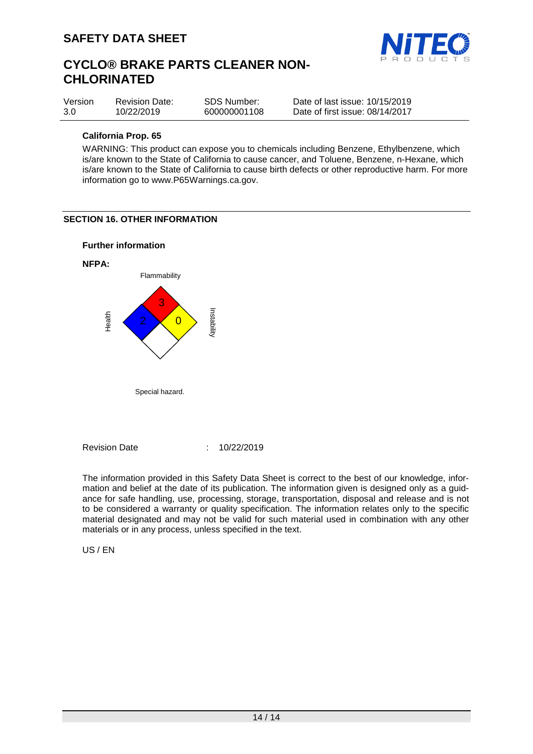# SAFETY DATA SHEET

# CYCLO® BRAKE PARTS CLEANER NON-CHLORINATED

| Version | Revision Date: | SDS Number: | Date of last issue: 10/15/2019 |
| --- | --- | --- | --- |
| 3.0 | 10/22/2019 | 600000001108 | Date of first issue: 08/14/2017 |

**California Prop. 65**

WARNING: This product can expose you to chemicals including Benzene, Ethylbenzene, which is/are known to the State of California to cause cancer, and Toluene, Benzene, n-Hexane, which is/are known to the State of California to cause birth defects or other reproductive harm. For more information go to www.P65Warnings.ca.gov.

## SECTION 16. OTHER INFORMATION

**Further information**

**NFPA:**

Flammability
3
Health
2
Instability
0
Special hazard.

Revision Date : 10/22/2019

The information provided in this Safety Data Sheet is correct to the best of our knowledge, information and belief at the date of its publication. The information given is designed only as a guidance for safe handling, use, processing, storage, transportation, disposal and release and is not to be considered a warranty or quality specification. The information relates only to the specific material designated and may not be valid for such material used in combination with any other materials or in any process, unless specified in the text.

US / EN